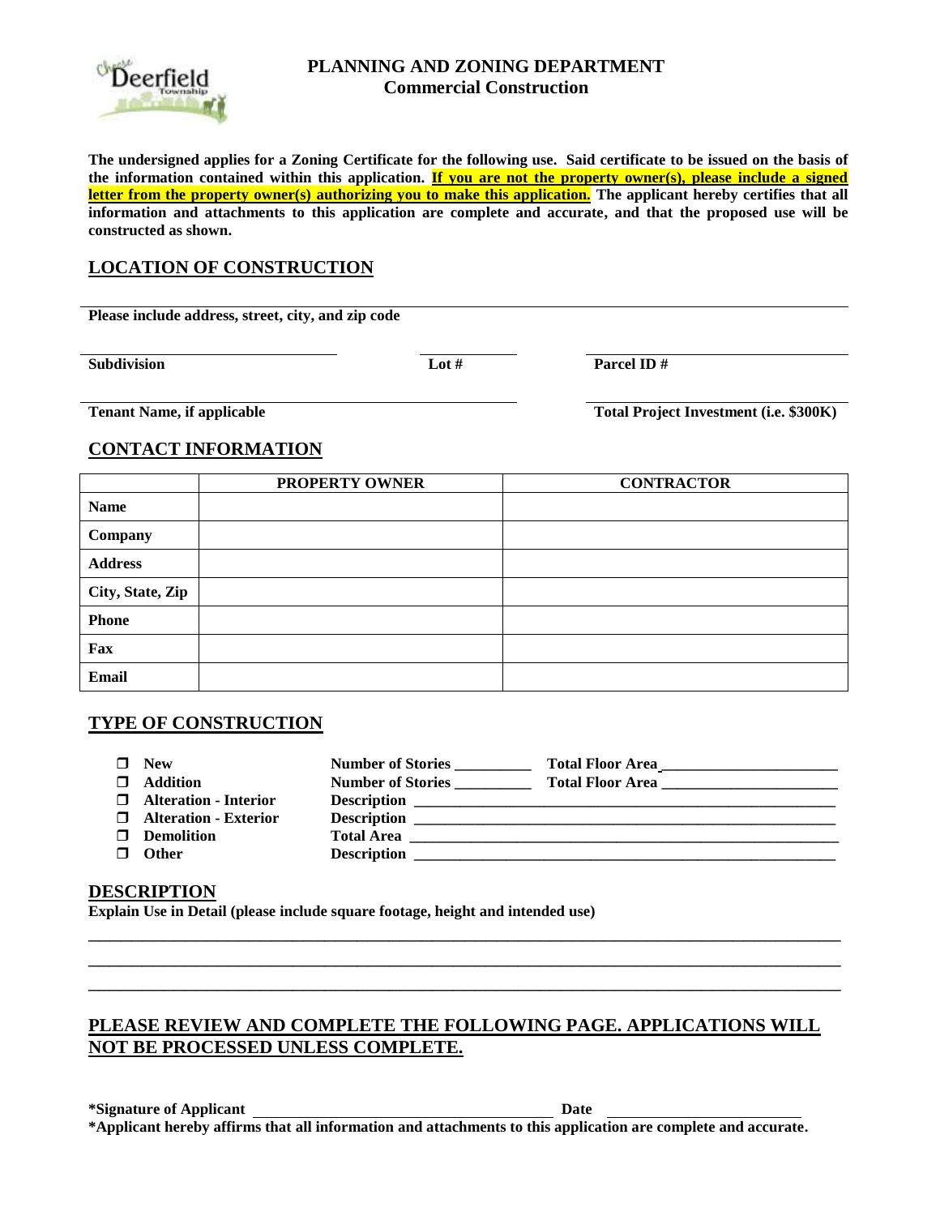# PLANNING AND ZONING DEPARTMENT
## Commercial Construction

**The undersigned applies for a Zoning Certificate for the following use. Said certificate to be issued on the basis of the information contained within this application. If you are not the property owner(s), please include a signed letter from the property owner(s) authorizing you to make this application. The applicant hereby certifies that all information and attachments to this application are complete and accurate, and that the proposed use will be constructed as shown.**

## LOCATION OF CONSTRUCTION

______________________________________________
**Please include address, street, city, and zip code**

______________________ ______ ______________________
**Subdivision** **Lot #** **Parcel ID #**

______________________________ ______________________
**Tenant Name, if applicable** **Total Project Investment (i.e. $300K)**

## CONTACT INFORMATION

| | PROPERTY OWNER | CONTRACTOR |
|---|---|---|
| **Name** | | |
| **Company** | | |
| **Address** | | |
| **City, State, Zip** | | |
| **Phone** | | |
| **Fax** | | |
| **Email** | | |

## TYPE OF CONSTRUCTION

- ☐ **New** — **Number of Stories** __________ **Total Floor Area** ______________________
- ☐ **Addition** — **Number of Stories** __________ **Total Floor Area** ______________________
- ☐ **Alteration - Interior** — **Description** ______________________________________________
- ☐ **Alteration - Exterior** — **Description** ______________________________________________
- ☐ **Demolition** — **Total Area** ______________________________________________
- ☐ **Other** — **Description** ______________________________________________

## DESCRIPTION

**Explain Use in Detail (please include square footage, height and intended use)**

______________________________________________________________________________
______________________________________________________________________________
______________________________________________________________________________

## PLEASE REVIEW AND COMPLETE THE FOLLOWING PAGE. APPLICATIONS WILL NOT BE PROCESSED UNLESS COMPLETE.

**\*Signature of Applicant** ______________________________ **Date** ____________________

**\*Applicant hereby affirms that all information and attachments to this application are complete and accurate.**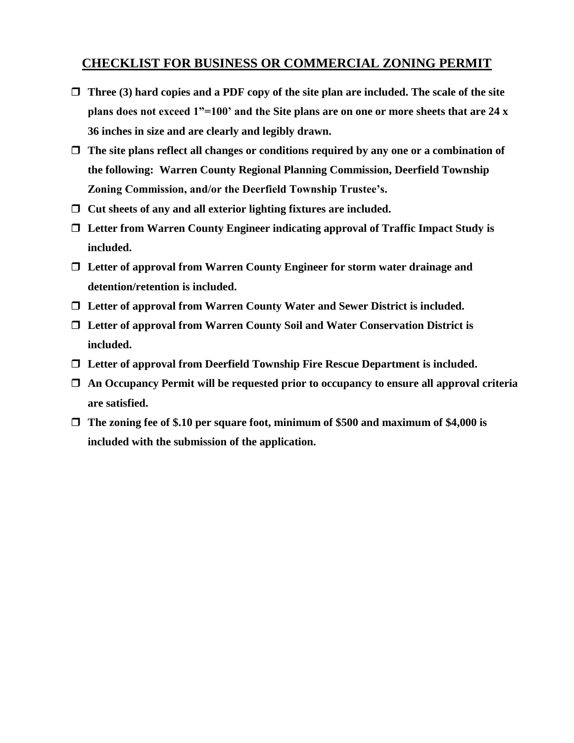## CHECKLIST FOR BUSINESS OR COMMERCIAL ZONING PERMIT

- ❒ **Three (3) hard copies and a PDF copy of the site plan are included. The scale of the site plans does not exceed 1"=100' and the Site plans are on one or more sheets that are 24 x 36 inches in size and are clearly and legibly drawn.**
- ❒ **The site plans reflect all changes or conditions required by any one or a combination of the following: Warren County Regional Planning Commission, Deerfield Township Zoning Commission, and/or the Deerfield Township Trustee's.**
- ❒ **Cut sheets of any and all exterior lighting fixtures are included.**
- ❒ **Letter from Warren County Engineer indicating approval of Traffic Impact Study is included.**
- ❒ **Letter of approval from Warren County Engineer for storm water drainage and detention/retention is included.**
- ❒ **Letter of approval from Warren County Water and Sewer District is included.**
- ❒ **Letter of approval from Warren County Soil and Water Conservation District is included.**
- ❒ **Letter of approval from Deerfield Township Fire Rescue Department is included.**
- ❒ **An Occupancy Permit will be requested prior to occupancy to ensure all approval criteria are satisfied.**
- ❒ **The zoning fee of $.10 per square foot, minimum of $500 and maximum of $4,000 is included with the submission of the application.**